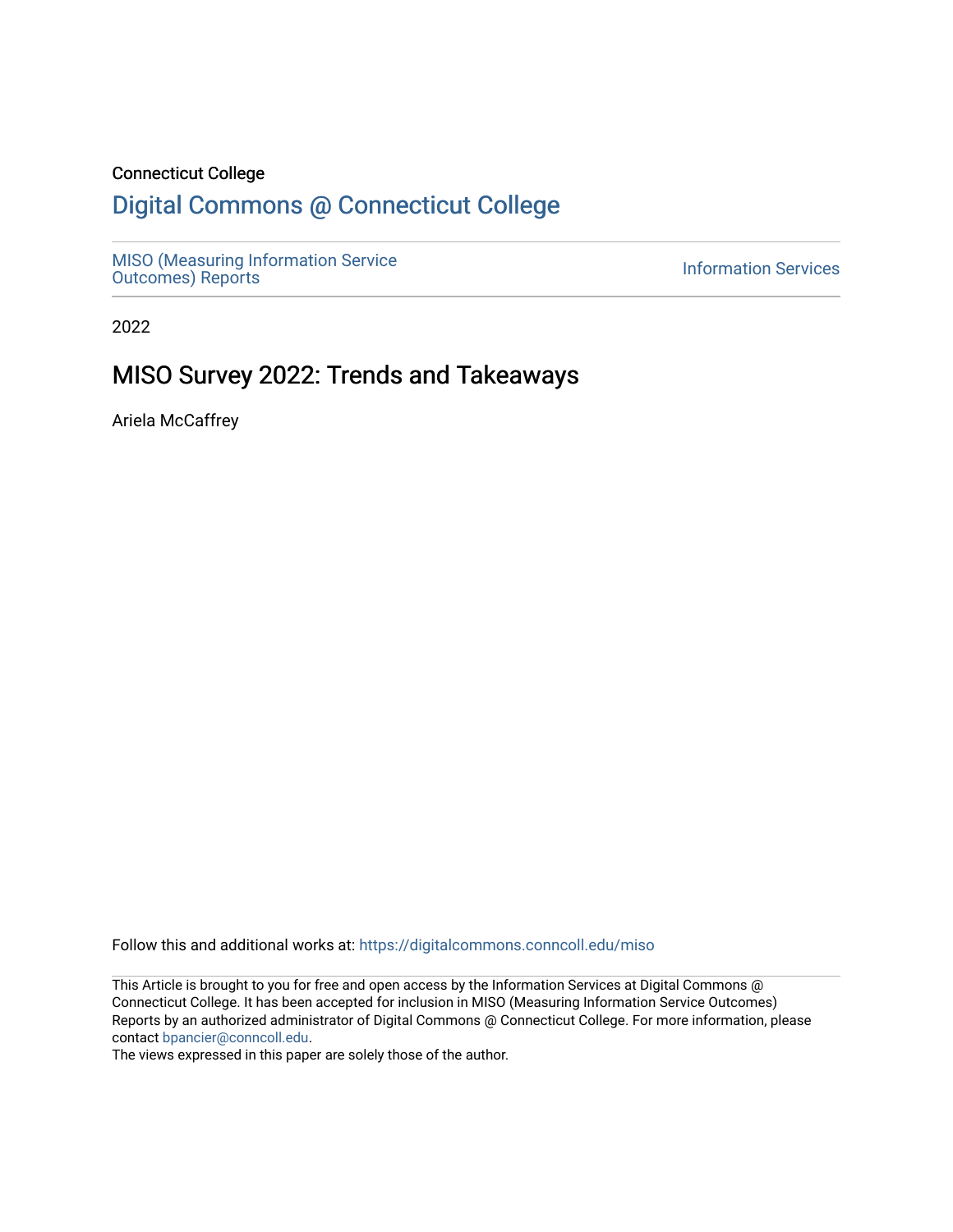Connecticut College

# Digital Commons @ Connecticut College

MISO (Measuring Information Service Outcomes) Reports

Information Services

2022

## MISO Survey 2022: Trends and Takeaways

Ariela McCaffrey

Follow this and additional works at: https://digitalcommons.conncoll.edu/miso

This Article is brought to you for free and open access by the Information Services at Digital Commons @ Connecticut College. It has been accepted for inclusion in MISO (Measuring Information Service Outcomes) Reports by an authorized administrator of Digital Commons @ Connecticut College. For more information, please contact bpancier@conncoll.edu.

The views expressed in this paper are solely those of the author.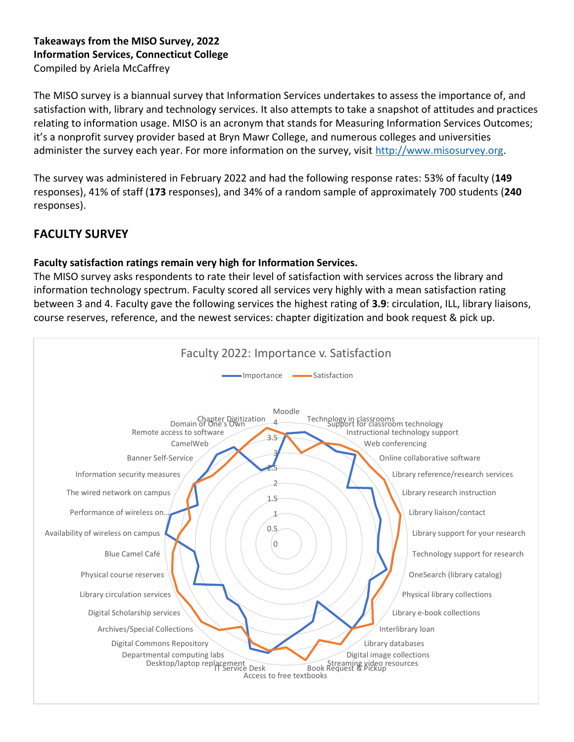**Takeaways from the MISO Survey, 2022**
**Information Services, Connecticut College**
Compiled by Ariela McCaffrey

The MISO survey is a biannual survey that Information Services undertakes to assess the importance of, and satisfaction with, library and technology services. It also attempts to take a snapshot of attitudes and practices relating to information usage. MISO is an acronym that stands for Measuring Information Services Outcomes; it's a nonprofit survey provider based at Bryn Mawr College, and numerous colleges and universities administer the survey each year. For more information on the survey, visit http://www.misosurvey.org.

The survey was administered in February 2022 and had the following response rates: 53% of faculty (**149** responses), 41% of staff (**173** responses), and 34% of a random sample of approximately 700 students (**240** responses).

## FACULTY SURVEY

**Faculty satisfaction ratings remain very high for Information Services.**

The MISO survey asks respondents to rate their level of satisfaction with services across the library and information technology spectrum. Faculty scored all services very highly with a mean satisfaction rating between 3 and 4. Faculty gave the following services the highest rating of **3.9**: circulation, ILL, library liaisons, course reserves, reference, and the newest services: chapter digitization and book request & pick up.

Faculty 2022: Importance v. Satisfaction

Importance — Satisfaction

Moodle, Technology in classrooms, Support for classroom technology, Instructional technology support, Web conferencing, Online collaborative software, Library reference/research services, Library research instruction, Library liaison/contact, Library support for your research, Technology support for research, OneSearch (library catalog), Physical library collections, Library e-book collections, Interlibrary loan, Library databases, Digital image collections, Streaming video resources, Book Request & Pickup, Access to free textbooks, IT Service Desk, Desktop/laptop replacement, Departmental computing labs, Digital Commons Repository, Archives/Special Collections, Digital Scholarship services, Library circulation services, Physical course reserves, Blue Camel Café, Availability of wireless on campus, Performance of wireless on..., The wired network on campus, Information security measures, Banner Self-Service, CamelWeb, Remote access to software, Domain of One's Own, Chapter Digitization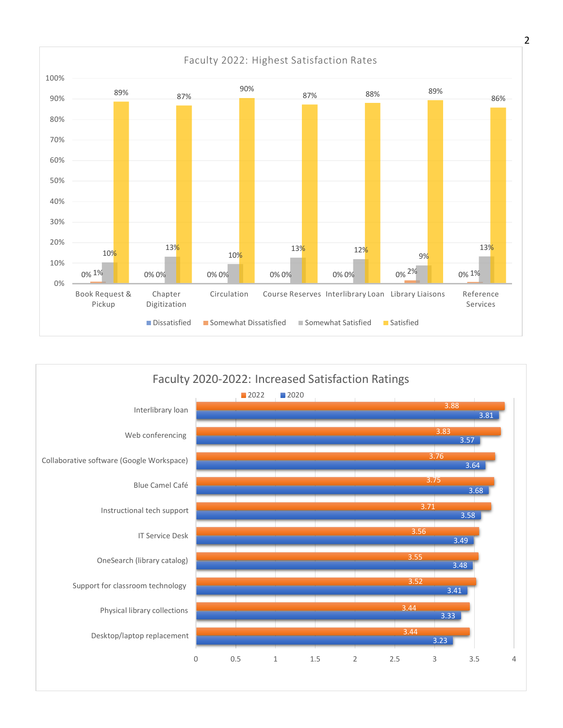**Faculty 2022: Highest Satisfaction Rates**

| | Dissatisfied | Somewhat Dissatisfied | Somewhat Satisfied | Satisfied |
|---|---|---|---|---|
| Book Request & Pickup | 0% | 1% | 10% | 89% |
| Chapter Digitization | 0% | 0% | 13% | 87% |
| Circulation | 0% | 0% | 10% | 90% |
| Course Reserves | 0% | 0% | 13% | 87% |
| Interlibrary Loan | 0% | 0% | 12% | 88% |
| Library Liaisons | 0% | 2% | 9% | 89% |
| Reference Services | 0% | 1% | 13% | 86% |

**Faculty 2020-2022: Increased Satisfaction Ratings**

| | 2022 | 2020 |
|---|---|---|
| Interlibrary loan | 3.88 | 3.81 |
| Web conferencing | 3.83 | 3.57 |
| Collaborative software (Google Workspace) | 3.76 | 3.64 |
| Blue Camel Café | 3.75 | 3.68 |
| Instructional tech support | 3.71 | 3.58 |
| IT Service Desk | 3.56 | 3.49 |
| OneSearch (library catalog) | 3.55 | 3.48 |
| Support for classroom technology | 3.52 | 3.41 |
| Physical library collections | 3.44 | 3.33 |
| Desktop/laptop replacement | 3.44 | 3.23 |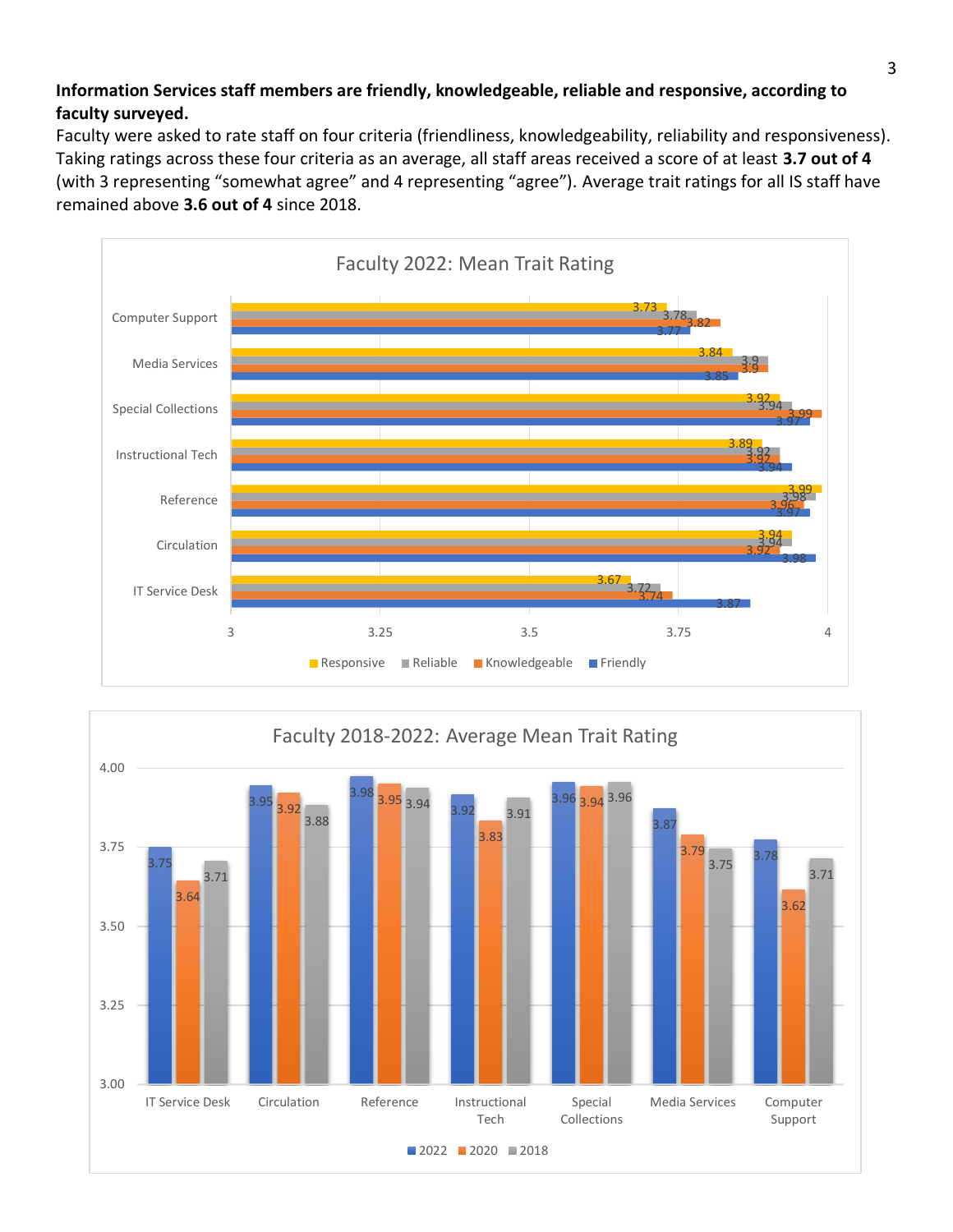**Information Services staff members are friendly, knowledgeable, reliable and responsive, according to faculty surveyed.**

Faculty were asked to rate staff on four criteria (friendliness, knowledgeability, reliability and responsiveness). Taking ratings across these four criteria as an average, all staff areas received a score of at least **3.7 out of 4** (with 3 representing "somewhat agree" and 4 representing "agree"). Average trait ratings for all IS staff have remained above **3.6 out of 4** since 2018.

**Faculty 2022: Mean Trait Rating**

| | Responsive | Reliable | Knowledgeable | Friendly |
|---|---|---|---|---|
| Computer Support | 3.73 | 3.78 | 3.82 | 3.77 |
| Media Services | 3.84 | 3.9 | 3.9 | 3.85 |
| Special Collections | 3.92 | 3.94 | 3.99 | 3.97 |
| Instructional Tech | 3.89 | 3.92 | 3.92 | 3.94 |
| Reference | 3.99 | 3.98 | 3.96 | 3.97 |
| Circulation | 3.94 | 3.94 | 3.92 | 3.98 |
| IT Service Desk | 3.67 | 3.72 | 3.74 | 3.87 |

**Faculty 2018-2022: Average Mean Trait Rating**

| | 2022 | 2020 | 2018 |
|---|---|---|---|
| IT Service Desk | 3.75 | 3.64 | 3.71 |
| Circulation | 3.95 | 3.92 | 3.88 |
| Reference | 3.98 | 3.95 | 3.94 |
| Instructional Tech | 3.92 | 3.83 | 3.91 |
| Special Collections | 3.96 | 3.94 | 3.96 |
| Media Services | 3.87 | 3.79 | 3.75 |
| Computer Support | 3.78 | 3.62 | 3.71 |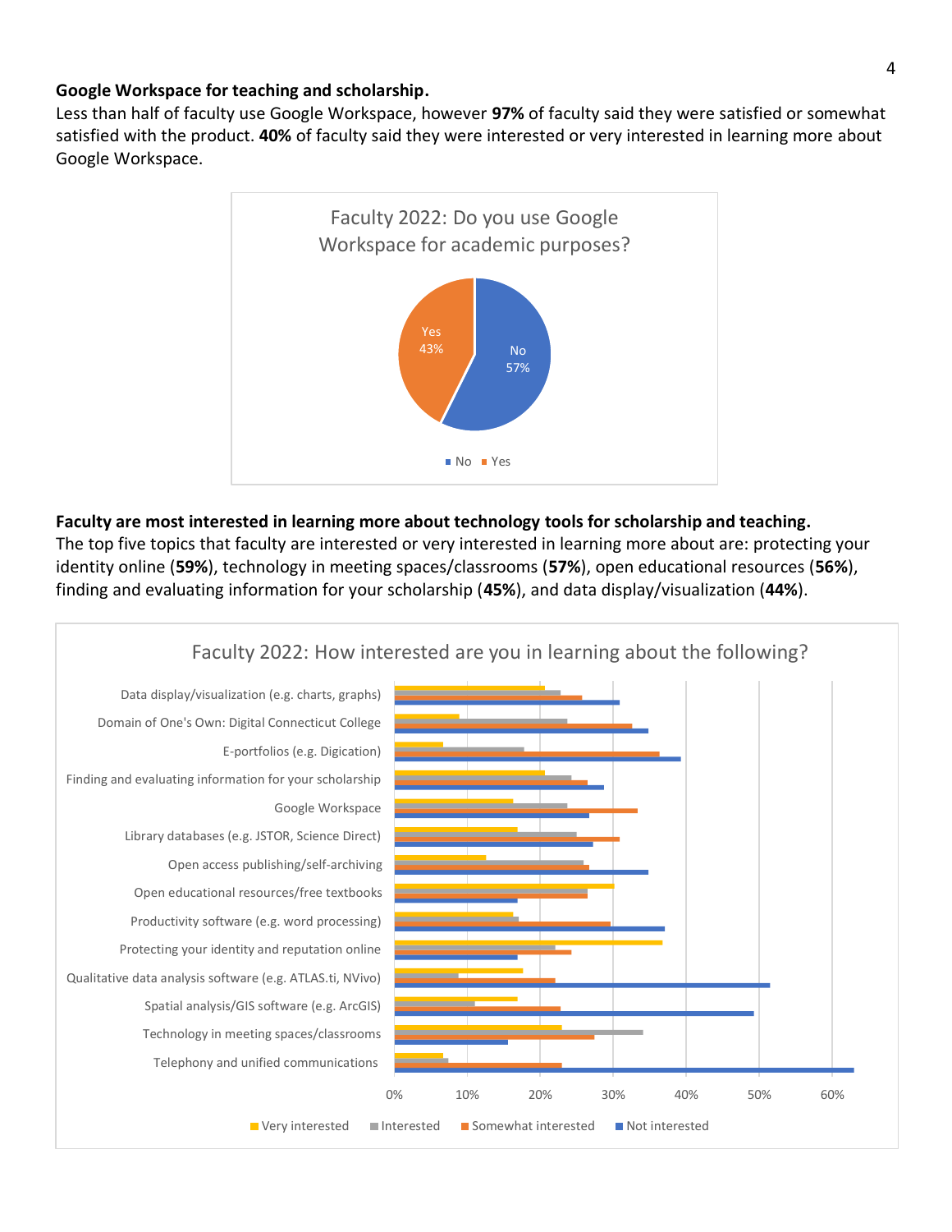**Google Workspace for teaching and scholarship.**
Less than half of faculty use Google Workspace, however **97%** of faculty said they were satisfied or somewhat satisfied with the product. **40%** of faculty said they were interested or very interested in learning more about Google Workspace.

Faculty 2022: Do you use Google Workspace for academic purposes?

| Response | Percent |
|---|---|
| No | 57% |
| Yes | 43% |

**Faculty are most interested in learning more about technology tools for scholarship and teaching.**
The top five topics that faculty are interested or very interested in learning more about are: protecting your identity online (**59%**), technology in meeting spaces/classrooms (**57%**), open educational resources (**56%**), finding and evaluating information for your scholarship (**45%**), and data display/visualization (**44%**).

Faculty 2022: How interested are you in learning about the following?

Categories: Data display/visualization (e.g. charts, graphs); Domain of One's Own: Digital Connecticut College; E-portfolios (e.g. Digication); Finding and evaluating information for your scholarship; Google Workspace; Library databases (e.g. JSTOR, Science Direct); Open access publishing/self-archiving; Open educational resources/free textbooks; Productivity software (e.g. word processing); Protecting your identity and reputation online; Qualitative data analysis software (e.g. ATLAS.ti, NVivo); Spatial analysis/GIS software (e.g. ArcGIS); Technology in meeting spaces/classrooms; Telephony and unified communications

Legend: Very interested, Interested, Somewhat interested, Not interested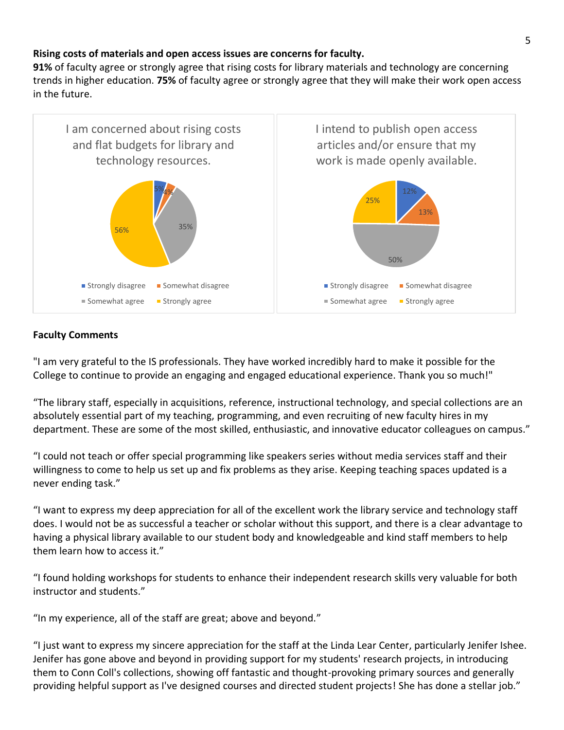**Rising costs of materials and open access issues are concerns for faculty.**

**91%** of faculty agree or strongly agree that rising costs for library materials and technology are concerning trends in higher education. **75%** of faculty agree or strongly agree that they will make their work open access in the future.

I am concerned about rising costs and flat budgets for library and technology resources.

| Response | Percentage |
| --- | --- |
| Strongly disagree | 5% |
| Somewhat disagree | 4% |
| Somewhat agree | 35% |
| Strongly agree | 56% |

I intend to publish open access articles and/or ensure that my work is made openly available.

| Response | Percentage |
| --- | --- |
| Strongly disagree | 12% |
| Somewhat disagree | 13% |
| Somewhat agree | 50% |
| Strongly agree | 25% |

**Faculty Comments**

"I am very grateful to the IS professionals. They have worked incredibly hard to make it possible for the College to continue to provide an engaging and engaged educational experience. Thank you so much!"

"The library staff, especially in acquisitions, reference, instructional technology, and special collections are an absolutely essential part of my teaching, programming, and even recruiting of new faculty hires in my department. These are some of the most skilled, enthusiastic, and innovative educator colleagues on campus."

"I could not teach or offer special programming like speakers series without media services staff and their willingness to come to help us set up and fix problems as they arise. Keeping teaching spaces updated is a never ending task."

"I want to express my deep appreciation for all of the excellent work the library service and technology staff does. I would not be as successful a teacher or scholar without this support, and there is a clear advantage to having a physical library available to our student body and knowledgeable and kind staff members to help them learn how to access it."

"I found holding workshops for students to enhance their independent research skills very valuable for both instructor and students."

"In my experience, all of the staff are great; above and beyond."

"I just want to express my sincere appreciation for the staff at the Linda Lear Center, particularly Jenifer Ishee. Jenifer has gone above and beyond in providing support for my students' research projects, in introducing them to Conn Coll's collections, showing off fantastic and thought-provoking primary sources and generally providing helpful support as I've designed courses and directed student projects! She has done a stellar job."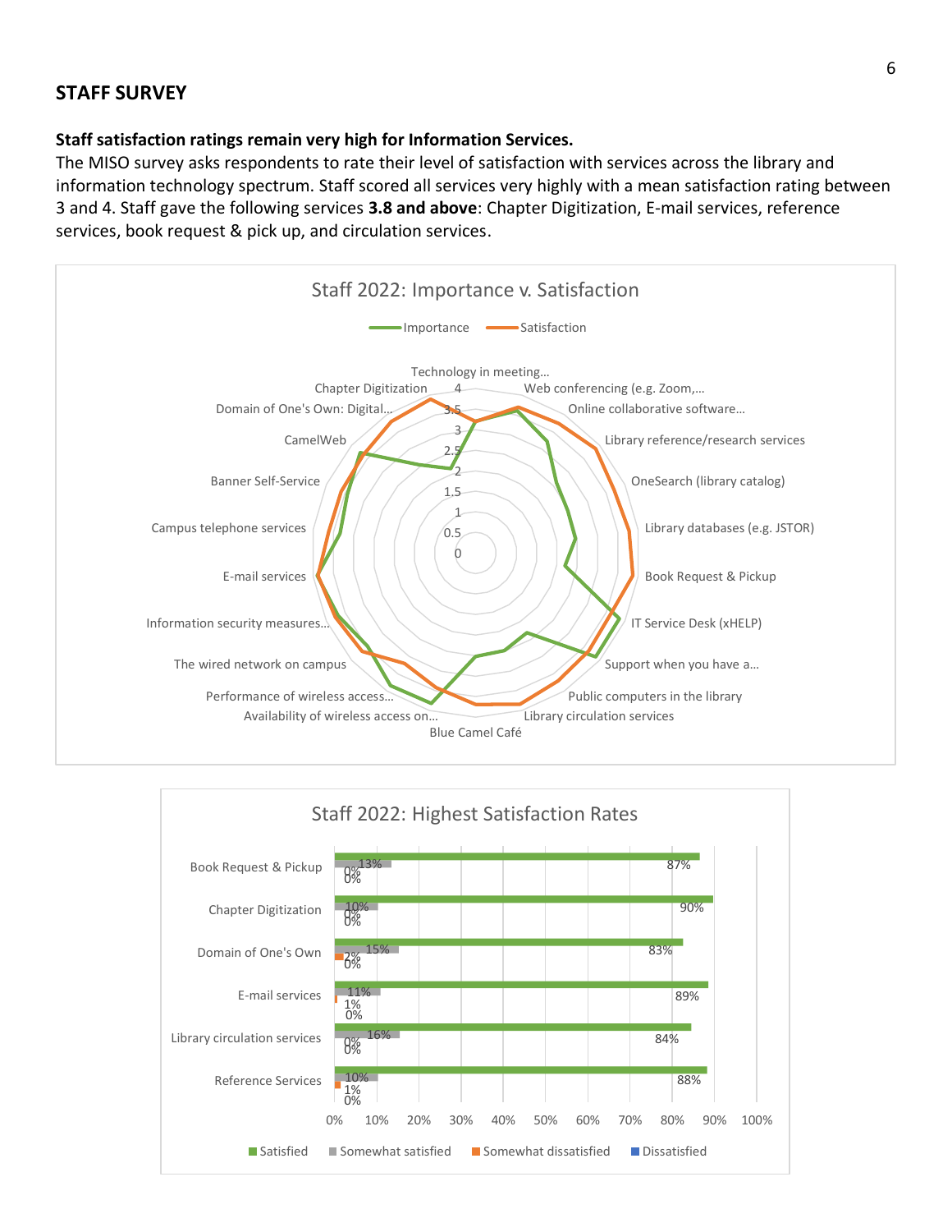## STAFF SURVEY

**Staff satisfaction ratings remain very high for Information Services.**

The MISO survey asks respondents to rate their level of satisfaction with services across the library and information technology spectrum. Staff scored all services very highly with a mean satisfaction rating between 3 and 4. Staff gave the following services **3.8 and above**: Chapter Digitization, E-mail services, reference services, book request & pick up, and circulation services.

Staff 2022: Importance v. Satisfaction

Staff 2022: Highest Satisfaction Rates

| Service | Satisfied | Somewhat satisfied | Somewhat dissatisfied | Dissatisfied |
|---|---|---|---|---|
| Book Request & Pickup | 87% | 13% | 0% | 0% |
| Chapter Digitization | 90% | 10% | 0% | 0% |
| Domain of One's Own | 83% | 15% | 2% | 0% |
| E-mail services | 89% | 11% | 1% | 0% |
| Library circulation services | 84% | 16% | 0% | 0% |
| Reference Services | 88% | 10% | 1% | 0% |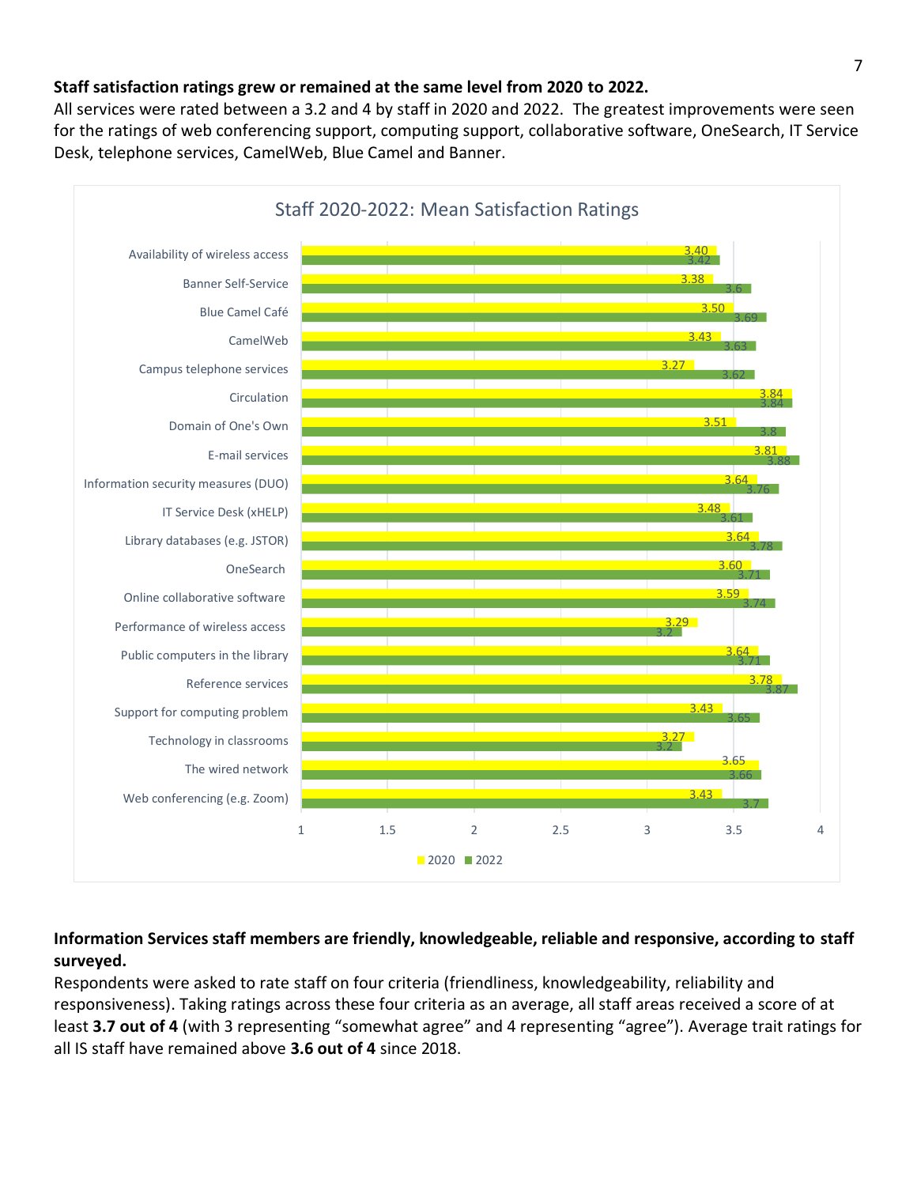**Staff satisfaction ratings grew or remained at the same level from 2020 to 2022.**

All services were rated between a 3.2 and 4 by staff in 2020 and 2022. The greatest improvements were seen for the ratings of web conferencing support, computing support, collaborative software, OneSearch, IT Service Desk, telephone services, CamelWeb, Blue Camel and Banner.

Staff 2020-2022: Mean Satisfaction Ratings

| Service | 2020 | 2022 |
|---|---|---|
| Availability of wireless access | 3.40 | 3.42 |
| Banner Self-Service | 3.38 | 3.6 |
| Blue Camel Café | 3.50 | 3.69 |
| CamelWeb | 3.43 | 3.63 |
| Campus telephone services | 3.27 | 3.62 |
| Circulation | 3.84 | 3.84 |
| Domain of One's Own | 3.51 | 3.8 |
| E-mail services | 3.81 | 3.88 |
| Information security measures (DUO) | 3.64 | 3.76 |
| IT Service Desk (xHELP) | 3.48 | 3.61 |
| Library databases (e.g. JSTOR) | 3.64 | 3.78 |
| OneSearch | 3.60 | 3.71 |
| Online collaborative software | 3.59 | 3.74 |
| Performance of wireless access | 3.29 | 3.2 |
| Public computers in the library | 3.64 | 3.71 |
| Reference services | 3.78 | 3.87 |
| Support for computing problem | 3.43 | 3.65 |
| Technology in classrooms | 3.27 | 3.2 |
| The wired network | 3.65 | 3.66 |
| Web conferencing (e.g. Zoom) | 3.43 | 3.7 |

**Information Services staff members are friendly, knowledgeable, reliable and responsive, according to staff surveyed.**

Respondents were asked to rate staff on four criteria (friendliness, knowledgeability, reliability and responsiveness). Taking ratings across these four criteria as an average, all staff areas received a score of at least **3.7 out of 4** (with 3 representing "somewhat agree" and 4 representing "agree"). Average trait ratings for all IS staff have remained above **3.6 out of 4** since 2018.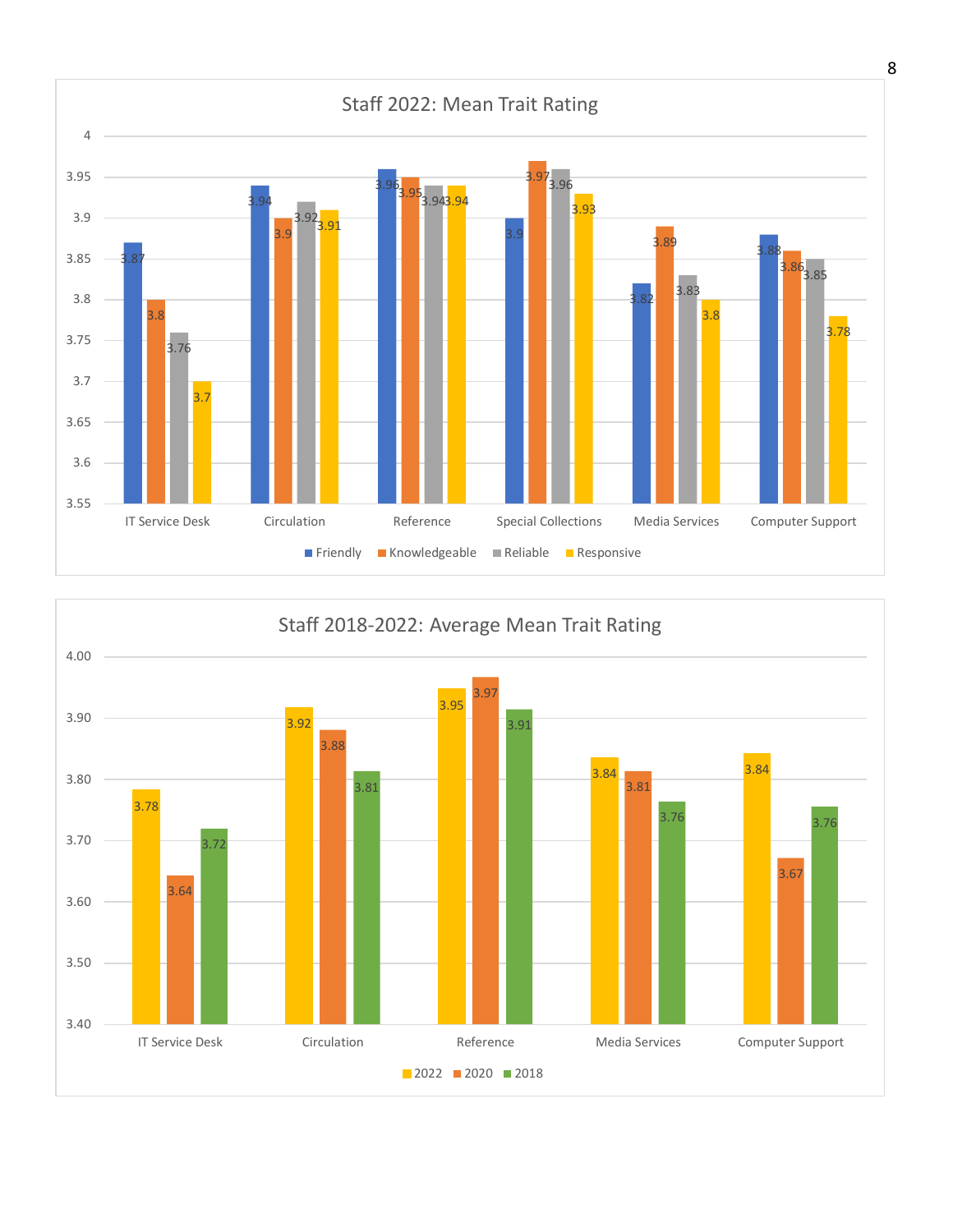## Staff 2022: Mean Trait Rating

| | Friendly | Knowledgeable | Reliable | Responsive |
|---|---|---|---|---|
| IT Service Desk | 3.87 | 3.8 | 3.76 | 3.7 |
| Circulation | 3.94 | 3.9 | 3.92 | 3.91 |
| Reference | 3.96 | 3.95 | 3.94 | 3.94 |
| Special Collections | 3.9 | 3.97 | 3.96 | 3.93 |
| Media Services | 3.82 | 3.89 | 3.83 | 3.8 |
| Computer Support | 3.88 | 3.86 | 3.85 | 3.78 |

## Staff 2018-2022: Average Mean Trait Rating

| | 2022 | 2020 | 2018 |
|---|---|---|---|
| IT Service Desk | 3.78 | 3.64 | 3.72 |
| Circulation | 3.92 | 3.88 | 3.81 |
| Reference | 3.95 | 3.97 | 3.91 |
| Media Services | 3.84 | 3.81 | 3.76 |
| Computer Support | 3.84 | 3.67 | 3.76 |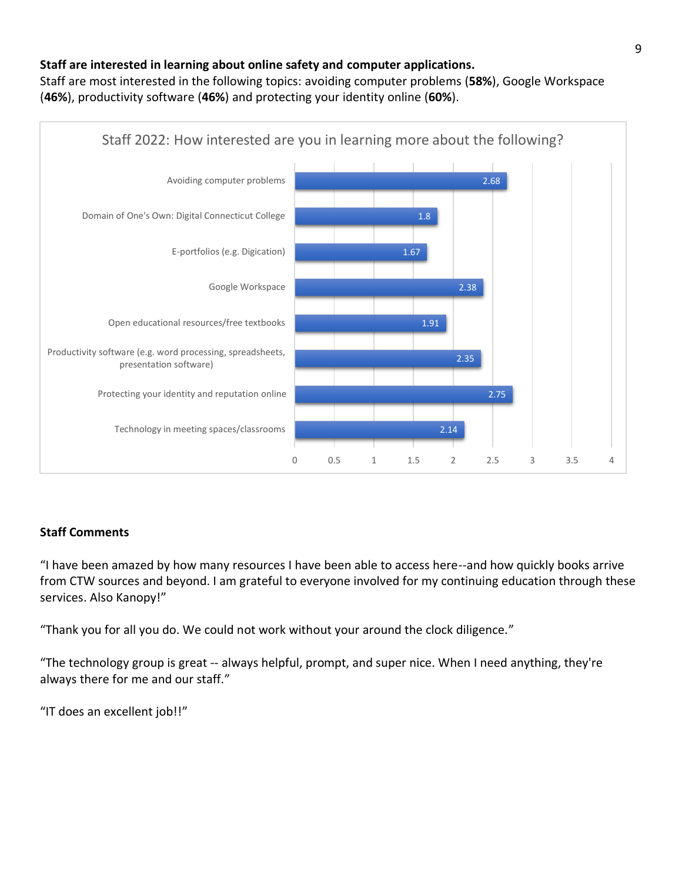**Staff are interested in learning about online safety and computer applications.**

Staff are most interested in the following topics: avoiding computer problems (**58%**), Google Workspace (**46%**), productivity software (**46%**) and protecting your identity online (**60%**).

Staff 2022: How interested are you in learning more about the following?

| Topic | Value |
|---|---|
| Avoiding computer problems | 2.68 |
| Domain of One's Own: Digital Connecticut College | 1.8 |
| E-portfolios (e.g. Digication) | 1.67 |
| Google Workspace | 2.38 |
| Open educational resources/free textbooks | 1.91 |
| Productivity software (e.g. word processing, spreadsheets, presentation software) | 2.35 |
| Protecting your identity and reputation online | 2.75 |
| Technology in meeting spaces/classrooms | 2.14 |

**Staff Comments**

"I have been amazed by how many resources I have been able to access here--and how quickly books arrive from CTW sources and beyond. I am grateful to everyone involved for my continuing education through these services. Also Kanopy!"

"Thank you for all you do. We could not work without your around the clock diligence."

"The technology group is great -- always helpful, prompt, and super nice. When I need anything, they're always there for me and our staff."

"IT does an excellent job!!"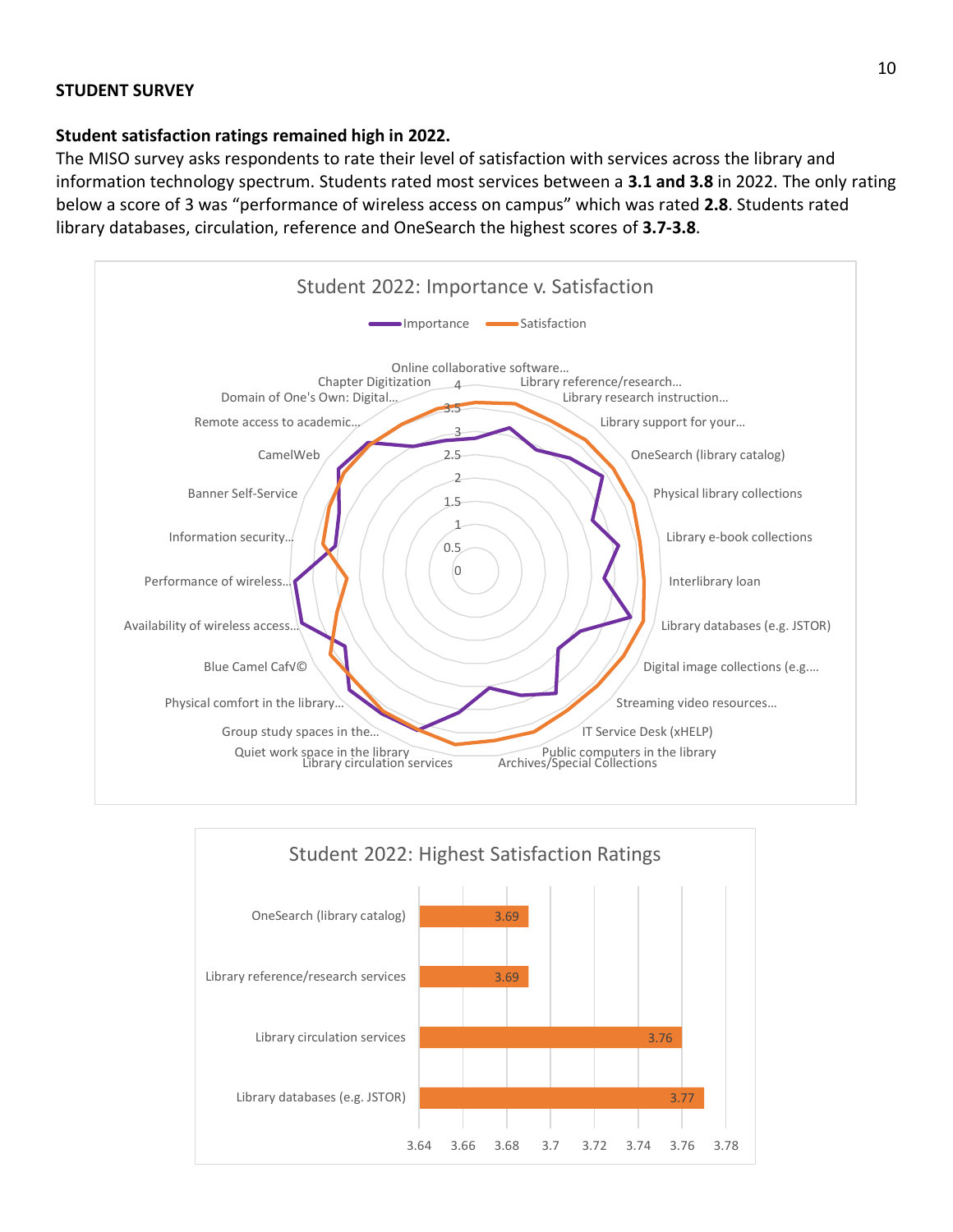## STUDENT SURVEY

**Student satisfaction ratings remained high in 2022.**

The MISO survey asks respondents to rate their level of satisfaction with services across the library and information technology spectrum. Students rated most services between a **3.1 and 3.8** in 2022. The only rating below a score of 3 was "performance of wireless access on campus" which was rated **2.8**. Students rated library databases, circulation, reference and OneSearch the highest scores of **3.7-3.8**.

Student 2022: Importance v. Satisfaction

Student 2022: Highest Satisfaction Ratings

| Service | Satisfaction |
|---|---|
| OneSearch (library catalog) | 3.69 |
| Library reference/research services | 3.69 |
| Library circulation services | 3.76 |
| Library databases (e.g. JSTOR) | 3.77 |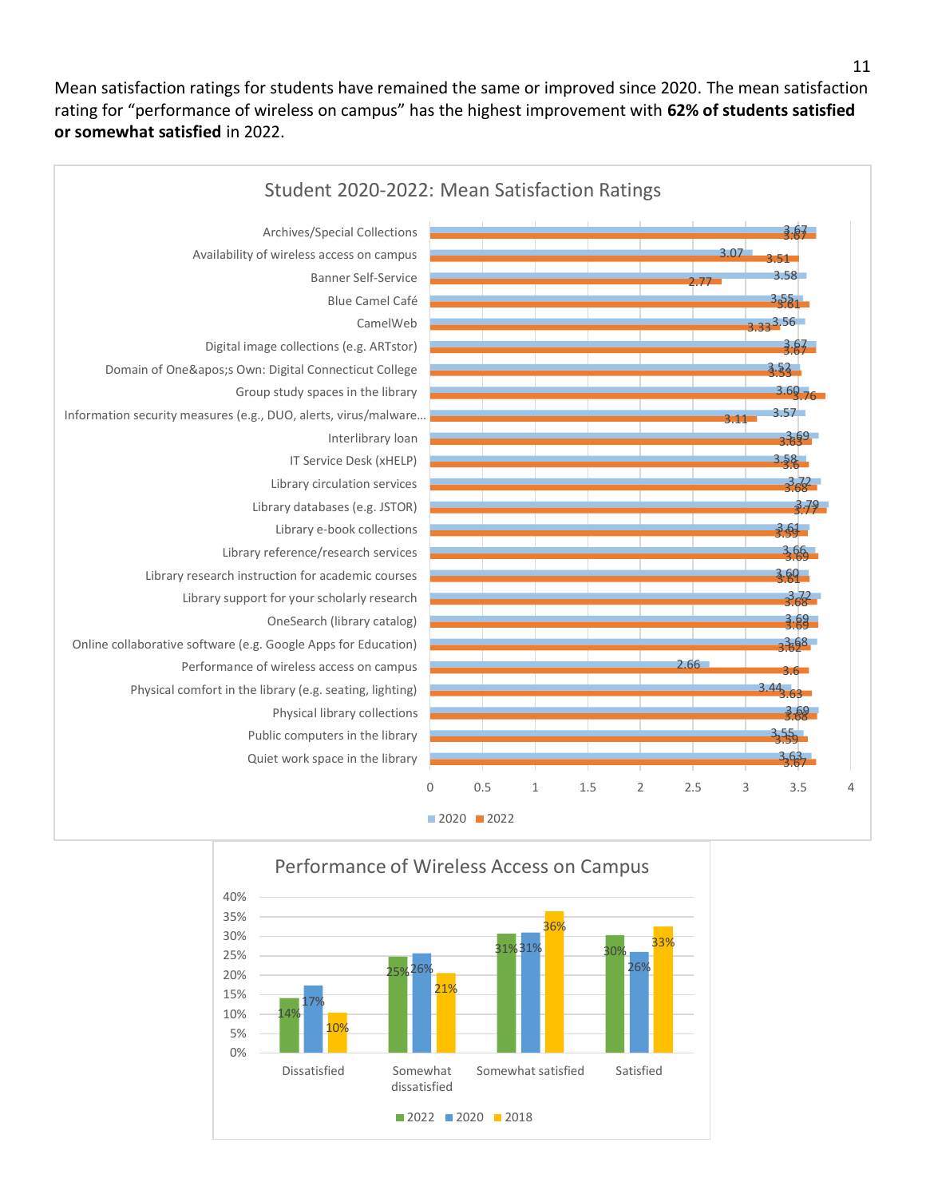Mean satisfaction ratings for students have remained the same or improved since 2020. The mean satisfaction rating for "performance of wireless on campus" has the highest improvement with **62% of students satisfied or somewhat satisfied** in 2022.

**Student 2020-2022: Mean Satisfaction Ratings**

| Service | 2020 | 2022 |
|---|---|---|
| Archives/Special Collections | 3.67 | 3.67 |
| Availability of wireless access on campus | 3.07 | 3.51 |
| Banner Self-Service | 3.58 | 2.77 |
| Blue Camel Café | 3.55 | 3.61 |
| CamelWeb | 3.56 | 3.33 |
| Digital image collections (e.g. ARTstor) | 3.67 | 3.67 |
| Domain of One&apos;s Own: Digital Connecticut College | 3.52 | 3.53 |
| Group study spaces in the library | 3.60 | 3.76 |
| Information security measures (e.g., DUO, alerts, virus/malware… | 3.57 | 3.11 |
| Interlibrary loan | 3.69 | 3.63 |
| IT Service Desk (xHELP) | 3.58 | 3.6 |
| Library circulation services | 3.72 | 3.68 |
| Library databases (e.g. JSTOR) | 3.79 | 3.77 |
| Library e-book collections | 3.61 | 3.59 |
| Library reference/research services | 3.66 | 3.69 |
| Library research instruction for academic courses | 3.60 | 3.61 |
| Library support for your scholarly research | 3.72 | 3.68 |
| OneSearch (library catalog) | 3.69 | 3.69 |
| Online collaborative software (e.g. Google Apps for Education) | 3.68 | 3.62 |
| Performance of wireless access on campus | 2.66 | 3.6 |
| Physical comfort in the library (e.g. seating, lighting) | 3.44 | 3.63 |
| Physical library collections | 3.69 | 3.68 |
| Public computers in the library | 3.55 | 3.59 |
| Quiet work space in the library | 3.63 | 3.67 |

**Performance of Wireless Access on Campus**

| | 2022 | 2020 | 2018 |
|---|---|---|---|
| Dissatisfied | 14% | 17% | 10% |
| Somewhat dissatisfied | 25% | 26% | 21% |
| Somewhat satisfied | 31% | 31% | 36% |
| Satisfied | 30% | 26% | 33% |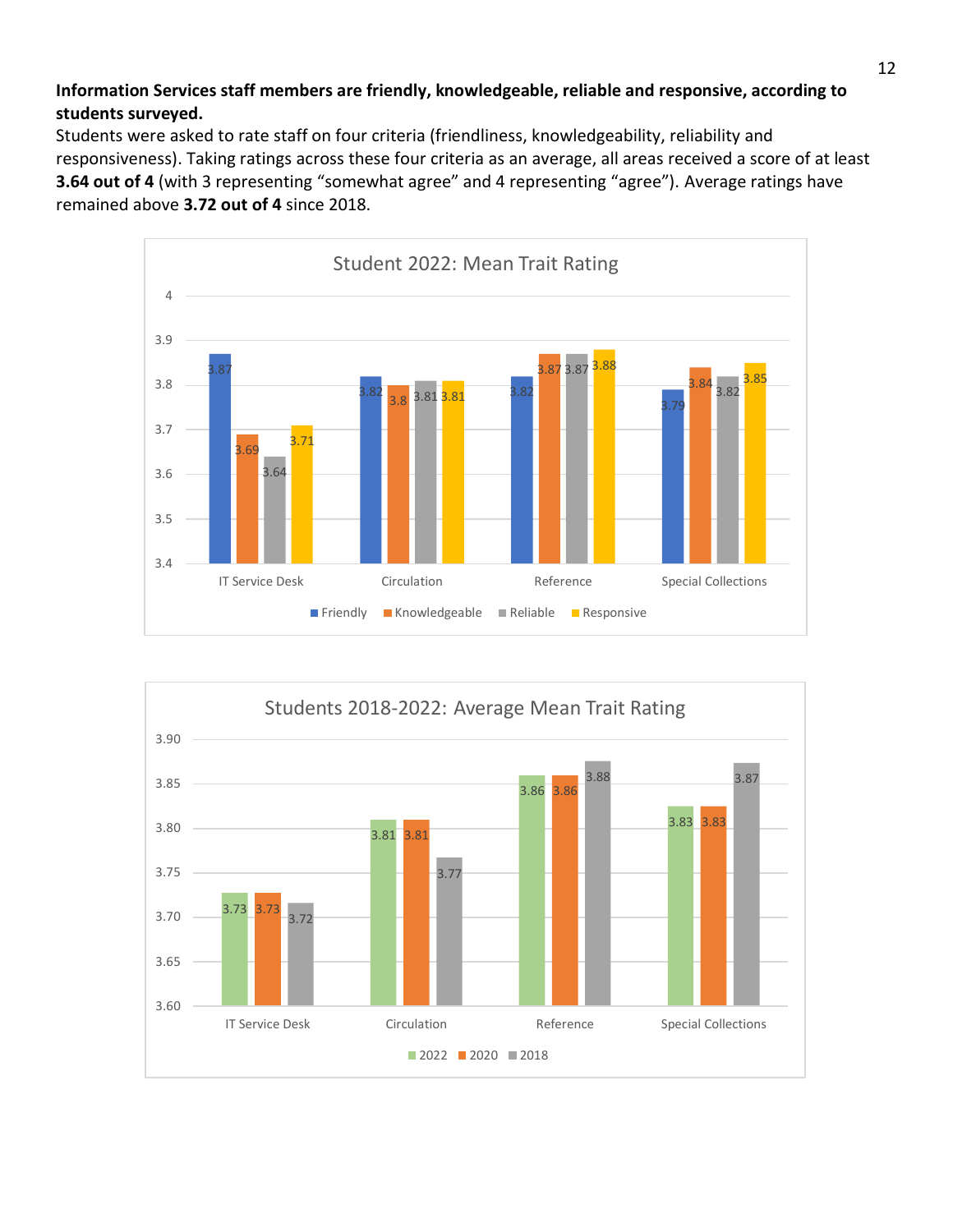**Information Services staff members are friendly, knowledgeable, reliable and responsive, according to students surveyed.**

Students were asked to rate staff on four criteria (friendliness, knowledgeability, reliability and responsiveness). Taking ratings across these four criteria as an average, all areas received a score of at least **3.64 out of 4** (with 3 representing "somewhat agree" and 4 representing "agree"). Average ratings have remained above **3.72 out of 4** since 2018.

**Student 2022: Mean Trait Rating**

| | Friendly | Knowledgeable | Reliable | Responsive |
|---|---|---|---|---|
| IT Service Desk | 3.87 | 3.69 | 3.64 | 3.71 |
| Circulation | 3.82 | 3.8 | 3.81 | 3.81 |
| Reference | 3.82 | 3.87 | 3.87 | 3.88 |
| Special Collections | 3.79 | 3.84 | 3.82 | 3.85 |

**Students 2018-2022: Average Mean Trait Rating**

| | 2022 | 2020 | 2018 |
|---|---|---|---|
| IT Service Desk | 3.73 | 3.73 | 3.72 |
| Circulation | 3.81 | 3.81 | 3.77 |
| Reference | 3.86 | 3.86 | 3.88 |
| Special Collections | 3.83 | 3.83 | 3.87 |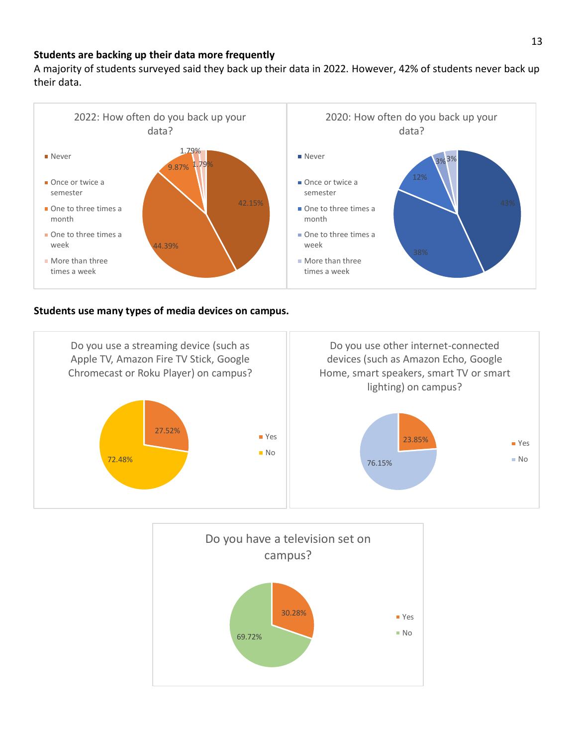**Students are backing up their data more frequently**

A majority of students surveyed said they back up their data in 2022. However, 42% of students never back up their data.

2022: How often do you back up your data?

| Response | Percentage |
| --- | --- |
| Never | 42.15% |
| Once or twice a semester | 44.39% |
| One to three times a month | 9.87% |
| One to three times a week | 1.79% |
| More than three times a week | 1.79% |

2020: How often do you back up your data?

| Response | Percentage |
| --- | --- |
| Never | 43% |
| Once or twice a semester | 38% |
| One to three times a month | 12% |
| One to three times a week | 3% |
| More than three times a week | 3% |

**Students use many types of media devices on campus.**

Do you use a streaming device (such as Apple TV, Amazon Fire TV Stick, Google Chromecast or Roku Player) on campus?

| Response | Percentage |
| --- | --- |
| Yes | 27.52% |
| No | 72.48% |

Do you use other internet-connected devices (such as Amazon Echo, Google Home, smart speakers, smart TV or smart lighting) on campus?

| Response | Percentage |
| --- | --- |
| Yes | 23.85% |
| No | 76.15% |

Do you have a television set on campus?

| Response | Percentage |
| --- | --- |
| Yes | 30.28% |
| No | 69.72% |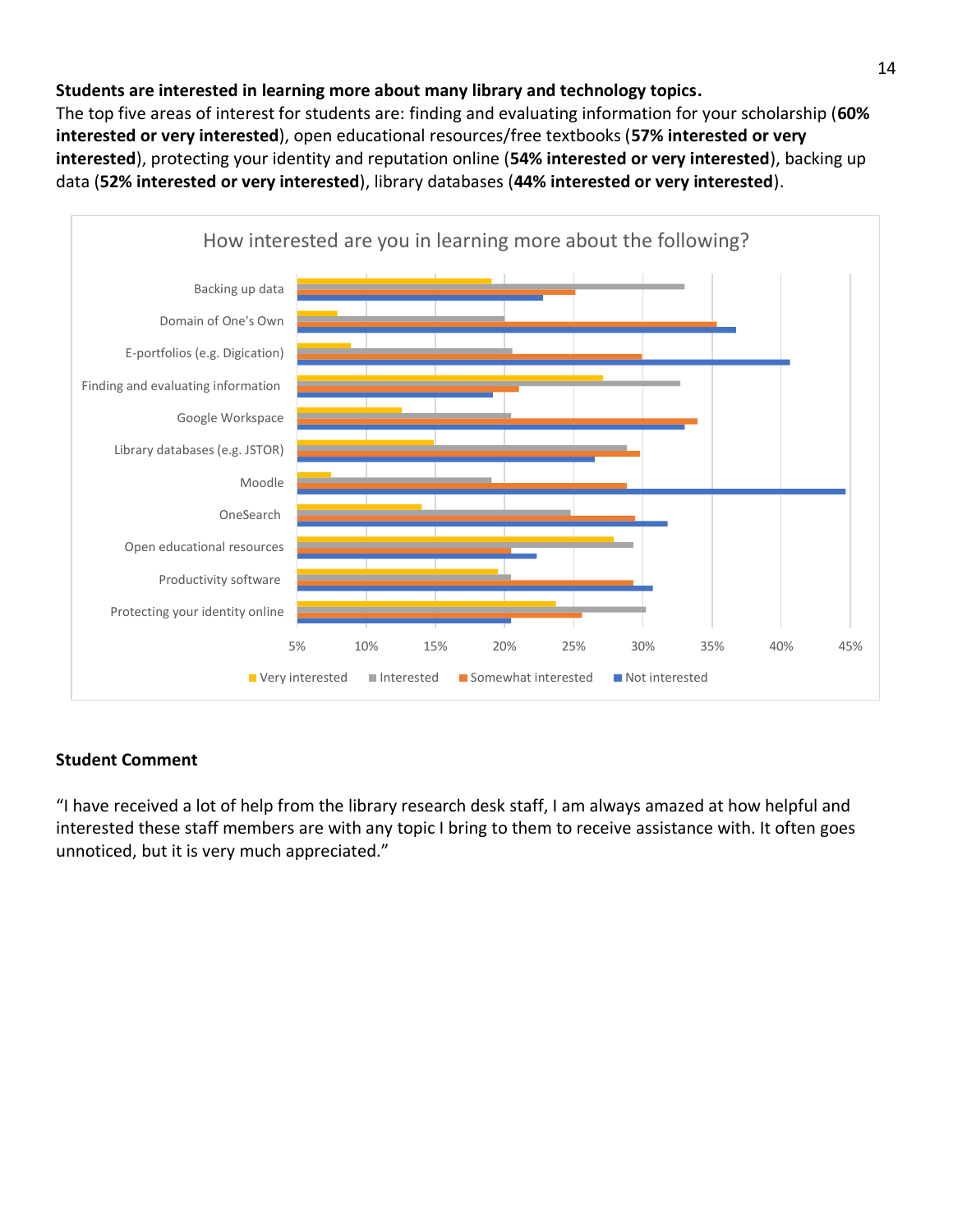**Students are interested in learning more about many library and technology topics.**
The top five areas of interest for students are: finding and evaluating information for your scholarship (**60% interested or very interested**), open educational resources/free textbooks (**57% interested or very interested**), protecting your identity and reputation online (**54% interested or very interested**), backing up data (**52% interested or very interested**), library databases (**44% interested or very interested**).

How interested are you in learning more about the following?

Backing up data
Domain of One's Own
E-portfolios (e.g. Digication)
Finding and evaluating information
Google Workspace
Library databases (e.g. JSTOR)
Moodle
OneSearch
Open educational resources
Productivity software
Protecting your identity online

5% 10% 15% 20% 25% 30% 35% 40% 45%

Very interested | Interested | Somewhat interested | Not interested

**Student Comment**

"I have received a lot of help from the library research desk staff, I am always amazed at how helpful and interested these staff members are with any topic I bring to them to receive assistance with. It often goes unnoticed, but it is very much appreciated."